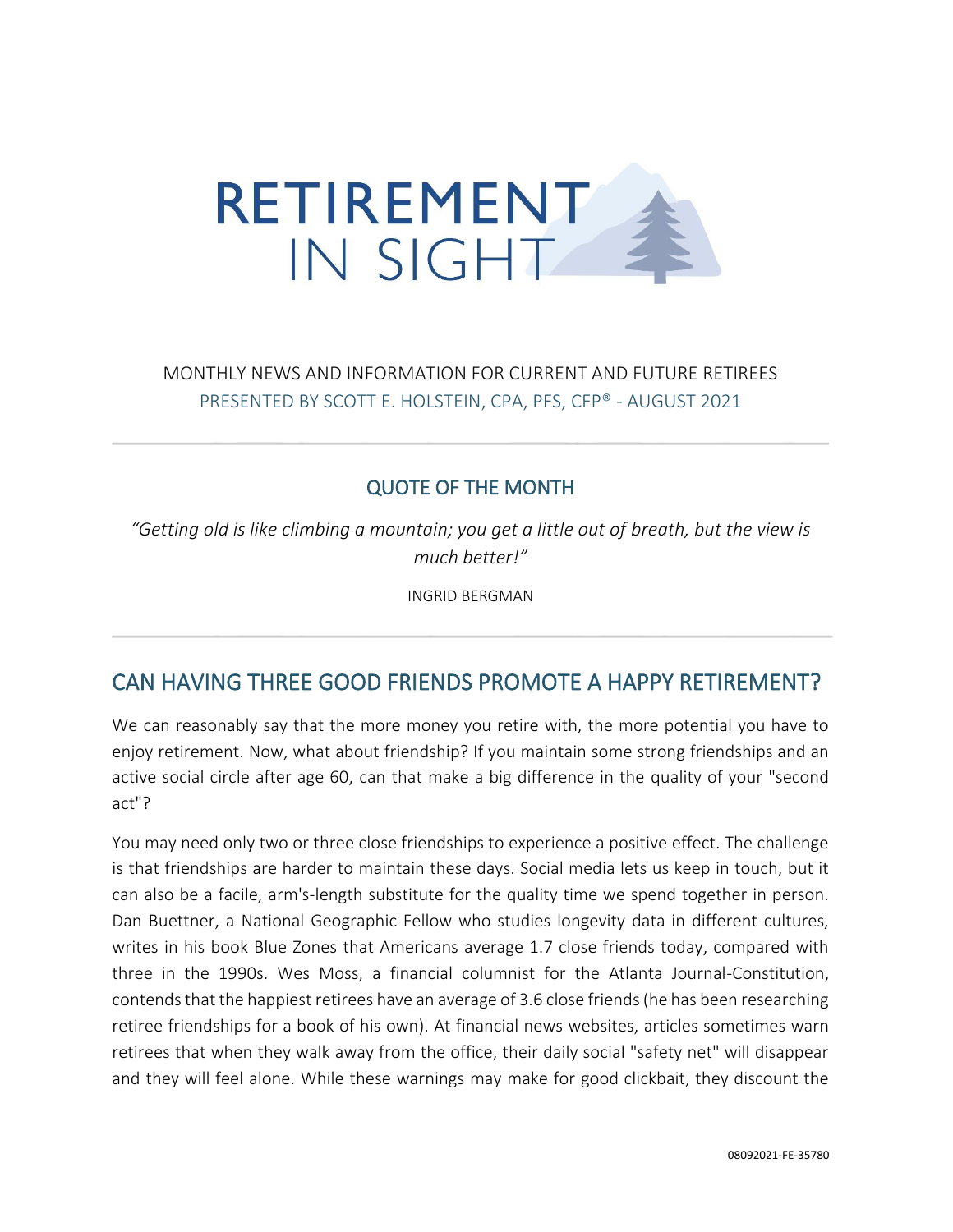# RETIREMENT IN SIGHT

MONTHLY NEWS AND INFORMATION FOR CURRENT AND FUTURE RETIREES

PRESENTED BY SCOTT E. HOLSTEIN, CPA, PFS, CFP® - AUGUST 2021

---

## QUOTE OF THE MONTH

*"Getting old is like climbing a mountain; you get a little out of breath, but the view is much better!"*

INGRID BERGMAN

---

## CAN HAVING THREE GOOD FRIENDS PROMOTE A HAPPY RETIREMENT?

We can reasonably say that the more money you retire with, the more potential you have to enjoy retirement. Now, what about friendship? If you maintain some strong friendships and an active social circle after age 60, can that make a big difference in the quality of your "second act"?

You may need only two or three close friendships to experience a positive effect. The challenge is that friendships are harder to maintain these days. Social media lets us keep in touch, but it can also be a facile, arm's-length substitute for the quality time we spend together in person. Dan Buettner, a National Geographic Fellow who studies longevity data in different cultures, writes in his book Blue Zones that Americans average 1.7 close friends today, compared with three in the 1990s. Wes Moss, a financial columnist for the Atlanta Journal-Constitution, contends that the happiest retirees have an average of 3.6 close friends (he has been researching retiree friendships for a book of his own). At financial news websites, articles sometimes warn retirees that when they walk away from the office, their daily social "safety net" will disappear and they will feel alone. While these warnings may make for good clickbait, they discount the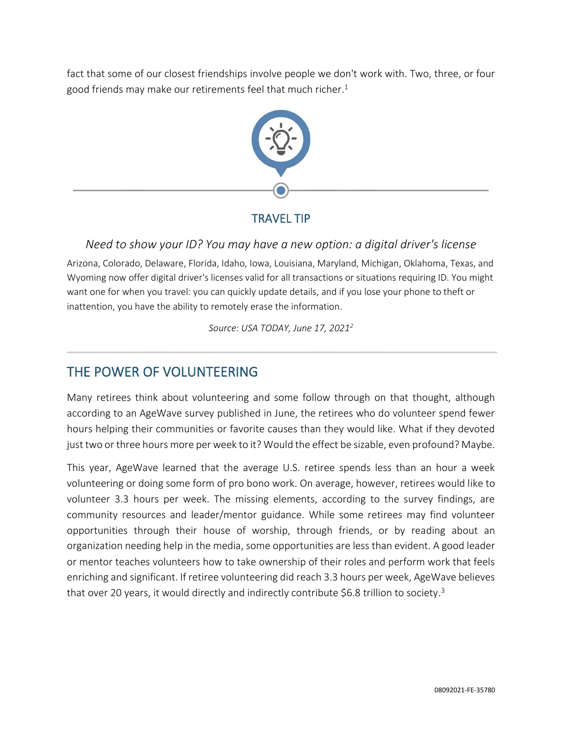fact that some of our closest friendships involve people we don't work with. Two, three, or four good friends may make our retirements feel that much richer.[1]

### TRAVEL TIP

*Need to show your ID? You may have a new option: a digital driver's license*

Arizona, Colorado, Delaware, Florida, Idaho, Iowa, Louisiana, Maryland, Michigan, Oklahoma, Texas, and Wyoming now offer digital driver's licenses valid for all transactions or situations requiring ID. You might want one for when you travel: you can quickly update details, and if you lose your phone to theft or inattention, you have the ability to remotely erase the information.

*Source: USA TODAY, June 17, 2021[2]*

## THE POWER OF VOLUNTEERING

Many retirees think about volunteering and some follow through on that thought, although according to an AgeWave survey published in June, the retirees who do volunteer spend fewer hours helping their communities or favorite causes than they would like. What if they devoted just two or three hours more per week to it? Would the effect be sizable, even profound? Maybe.

This year, AgeWave learned that the average U.S. retiree spends less than an hour a week volunteering or doing some form of pro bono work. On average, however, retirees would like to volunteer 3.3 hours per week. The missing elements, according to the survey findings, are community resources and leader/mentor guidance. While some retirees may find volunteer opportunities through their house of worship, through friends, or by reading about an organization needing help in the media, some opportunities are less than evident. A good leader or mentor teaches volunteers how to take ownership of their roles and perform work that feels enriching and significant. If retiree volunteering did reach 3.3 hours per week, AgeWave believes that over 20 years, it would directly and indirectly contribute $6.8 trillion to society.[3]

08092021-FE-35780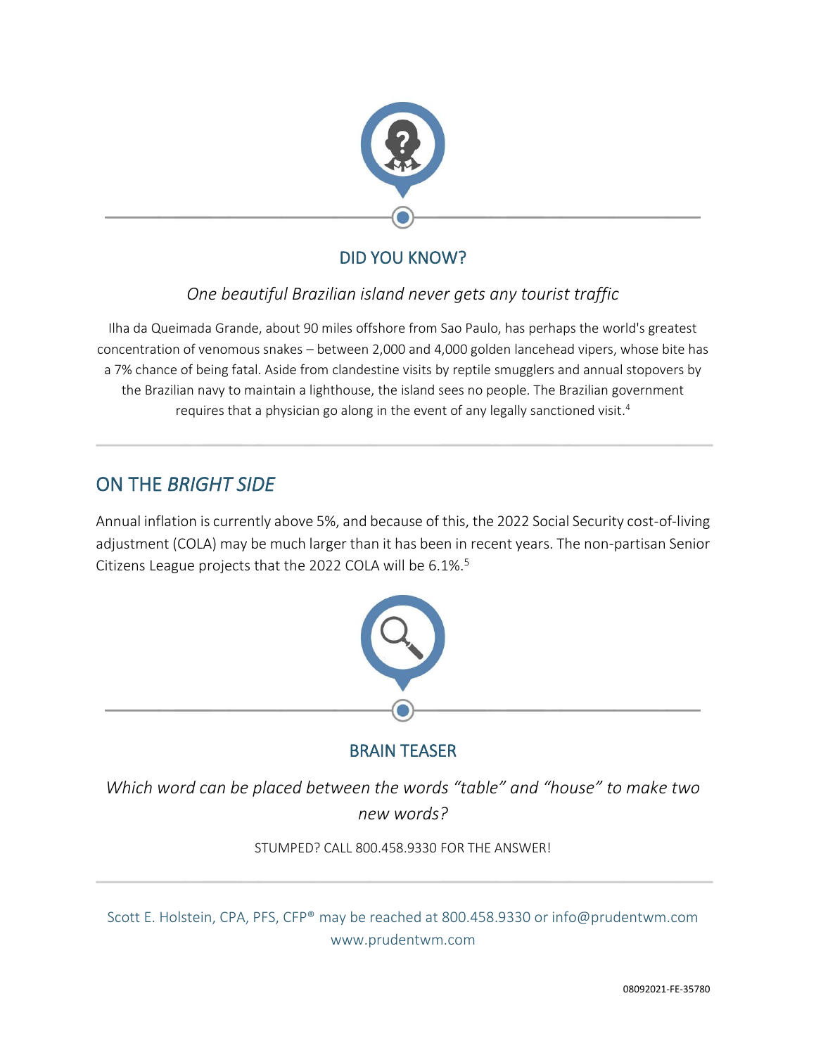## DID YOU KNOW?

*One beautiful Brazilian island never gets any tourist traffic*

Ilha da Queimada Grande, about 90 miles offshore from Sao Paulo, has perhaps the world's greatest concentration of venomous snakes – between 2,000 and 4,000 golden lancehead vipers, whose bite has a 7% chance of being fatal. Aside from clandestine visits by reptile smugglers and annual stopovers by the Brazilian navy to maintain a lighthouse, the island sees no people. The Brazilian government requires that a physician go along in the event of any legally sanctioned visit.[4]

---

## ON THE *BRIGHT SIDE*

Annual inflation is currently above 5%, and because of this, the 2022 Social Security cost-of-living adjustment (COLA) may be much larger than it has been in recent years. The non-partisan Senior Citizens League projects that the 2022 COLA will be 6.1%.[5]

## BRAIN TEASER

*Which word can be placed between the words "table" and "house" to make two new words?*

STUMPED? CALL 800.458.9330 FOR THE ANSWER!

---

Scott E. Holstein, CPA, PFS, CFP® may be reached at 800.458.9330 or info@prudentwm.com
www.prudentwm.com

08092021-FE-35780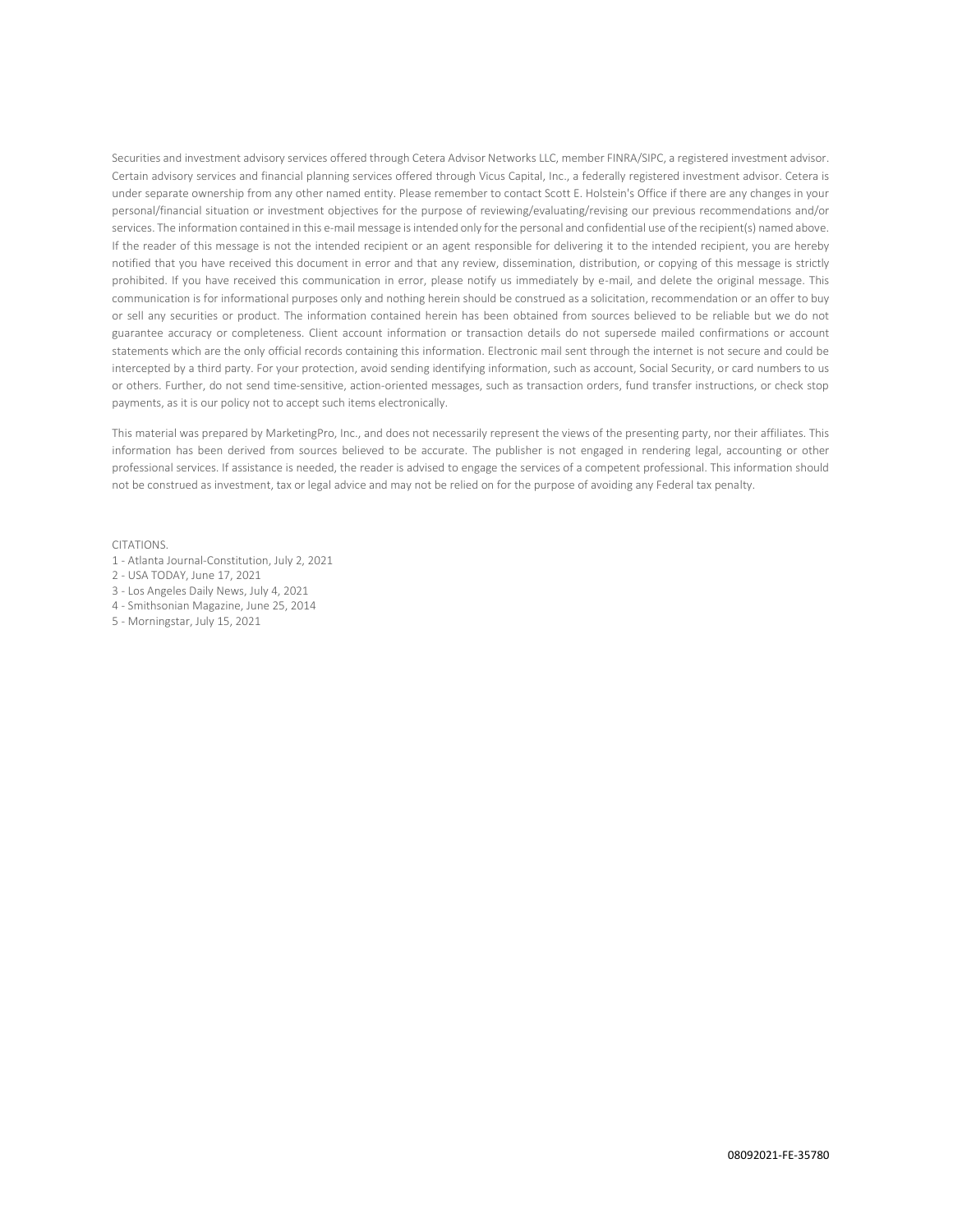Securities and investment advisory services offered through Cetera Advisor Networks LLC, member FINRA/SIPC, a registered investment advisor. Certain advisory services and financial planning services offered through Vicus Capital, Inc., a federally registered investment advisor. Cetera is under separate ownership from any other named entity. Please remember to contact Scott E. Holstein's Office if there are any changes in your personal/financial situation or investment objectives for the purpose of reviewing/evaluating/revising our previous recommendations and/or services. The information contained in this e-mail message is intended only for the personal and confidential use of the recipient(s) named above. If the reader of this message is not the intended recipient or an agent responsible for delivering it to the intended recipient, you are hereby notified that you have received this document in error and that any review, dissemination, distribution, or copying of this message is strictly prohibited. If you have received this communication in error, please notify us immediately by e-mail, and delete the original message. This communication is for informational purposes only and nothing herein should be construed as a solicitation, recommendation or an offer to buy or sell any securities or product. The information contained herein has been obtained from sources believed to be reliable but we do not guarantee accuracy or completeness. Client account information or transaction details do not supersede mailed confirmations or account statements which are the only official records containing this information. Electronic mail sent through the internet is not secure and could be intercepted by a third party. For your protection, avoid sending identifying information, such as account, Social Security, or card numbers to us or others. Further, do not send time-sensitive, action-oriented messages, such as transaction orders, fund transfer instructions, or check stop payments, as it is our policy not to accept such items electronically.

This material was prepared by MarketingPro, Inc., and does not necessarily represent the views of the presenting party, nor their affiliates. This information has been derived from sources believed to be accurate. The publisher is not engaged in rendering legal, accounting or other professional services. If assistance is needed, the reader is advised to engage the services of a competent professional. This information should not be construed as investment, tax or legal advice and may not be relied on for the purpose of avoiding any Federal tax penalty.

CITATIONS.

1 - Atlanta Journal-Constitution, July 2, 2021
2 - USA TODAY, June 17, 2021
3 - Los Angeles Daily News, July 4, 2021
4 - Smithsonian Magazine, June 25, 2014
5 - Morningstar, July 15, 2021

08092021-FE-35780